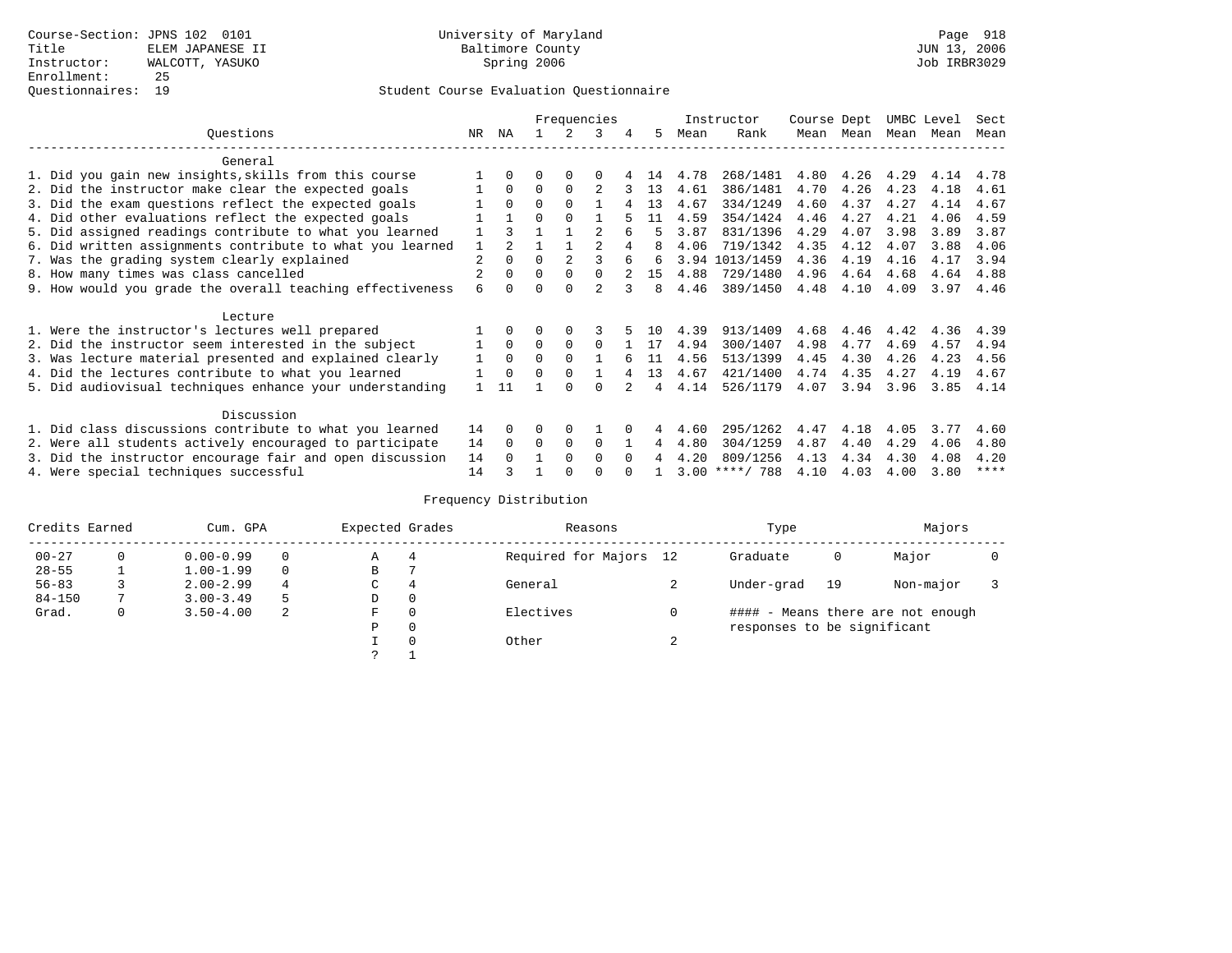Course-Section: JPNS 102 0101
Title: ELEM JAPANESE II
Instructor: WALCOTT, YASUKO
Enrollment: 25
Questionnaires: 19

University of Maryland
Baltimore County
Spring 2006

JUN 13, 2006
Job IRBR3029

## Student Course Evaluation Questionnaire

| Questions | NR | NA | 1 | 2 | 3 | 4 | 5 | Instructor Mean | Rank | Course Mean | Dept Mean | UMBC Mean | Level Mean | Sect Mean |
|---|---|---|---|---|---|---|---|---|---|---|---|---|---|---|
| **General** | | | | | | | | | | | | | | |
| 1. Did you gain new insights,skills from this course | 1 | 0 | 0 | 0 | 0 | 4 | 14 | 4.78 | 268/1481 | 4.80 | 4.26 | 4.29 | 4.14 | 4.78 |
| 2. Did the instructor make clear the expected goals | 1 | 0 | 0 | 0 | 2 | 3 | 13 | 4.61 | 386/1481 | 4.70 | 4.26 | 4.23 | 4.18 | 4.61 |
| 3. Did the exam questions reflect the expected goals | 1 | 0 | 0 | 0 | 1 | 4 | 13 | 4.67 | 334/1249 | 4.60 | 4.37 | 4.27 | 4.14 | 4.67 |
| 4. Did other evaluations reflect the expected goals | 1 | 1 | 0 | 0 | 1 | 5 | 11 | 4.59 | 354/1424 | 4.46 | 4.27 | 4.21 | 4.06 | 4.59 |
| 5. Did assigned readings contribute to what you learned | 1 | 3 | 1 | 1 | 2 | 6 | 5 | 3.87 | 831/1396 | 4.29 | 4.07 | 3.98 | 3.89 | 3.87 |
| 6. Did written assignments contribute to what you learned | 1 | 2 | 1 | 1 | 2 | 4 | 8 | 4.06 | 719/1342 | 4.35 | 4.12 | 4.07 | 3.88 | 4.06 |
| 7. Was the grading system clearly explained | 2 | 0 | 0 | 2 | 3 | 6 | 6 | 3.94 | 1013/1459 | 4.36 | 4.19 | 4.16 | 4.17 | 3.94 |
| 8. How many times was class cancelled | 2 | 0 | 0 | 0 | 0 | 2 | 15 | 4.88 | 729/1480 | 4.96 | 4.64 | 4.68 | 4.64 | 4.88 |
| 9. How would you grade the overall teaching effectiveness | 6 | 0 | 0 | 0 | 2 | 3 | 8 | 4.46 | 389/1450 | 4.48 | 4.10 | 4.09 | 3.97 | 4.46 |
| **Lecture** | | | | | | | | | | | | | | |
| 1. Were the instructor's lectures well prepared | 1 | 0 | 0 | 0 | 3 | 5 | 10 | 4.39 | 913/1409 | 4.68 | 4.46 | 4.42 | 4.36 | 4.39 |
| 2. Did the instructor seem interested in the subject | 1 | 0 | 0 | 0 | 0 | 1 | 17 | 4.94 | 300/1407 | 4.98 | 4.77 | 4.69 | 4.57 | 4.94 |
| 3. Was lecture material presented and explained clearly | 1 | 0 | 0 | 0 | 1 | 6 | 11 | 4.56 | 513/1399 | 4.45 | 4.30 | 4.26 | 4.23 | 4.56 |
| 4. Did the lectures contribute to what you learned | 1 | 0 | 0 | 0 | 1 | 4 | 13 | 4.67 | 421/1400 | 4.74 | 4.35 | 4.27 | 4.19 | 4.67 |
| 5. Did audiovisual techniques enhance your understanding | 1 | 11 | 1 | 0 | 0 | 2 | 4 | 4.14 | 526/1179 | 4.07 | 3.94 | 3.96 | 3.85 | 4.14 |
| **Discussion** | | | | | | | | | | | | | | |
| 1. Did class discussions contribute to what you learned | 14 | 0 | 0 | 0 | 1 | 0 | 4 | 4.60 | 295/1262 | 4.47 | 4.18 | 4.05 | 3.77 | 4.60 |
| 2. Were all students actively encouraged to participate | 14 | 0 | 0 | 0 | 0 | 1 | 4 | 4.80 | 304/1259 | 4.87 | 4.40 | 4.29 | 4.06 | 4.80 |
| 3. Did the instructor encourage fair and open discussion | 14 | 0 | 1 | 0 | 0 | 0 | 4 | 4.20 | 809/1256 | 4.13 | 4.34 | 4.30 | 4.08 | 4.20 |
| 4. Were special techniques successful | 14 | 3 | 1 | 0 | 0 | 0 | 1 | 3.00 | ****/ 788 | 4.10 | 4.03 | 4.00 | 3.80 | **** |

## Frequency Distribution

| Credits Earned | | Cum. GPA | | Expected Grades | | Reasons | | Type | | Majors | |
|---|---|---|---|---|---|---|---|---|---|---|---|
| 00-27 | 0 | 0.00-0.99 | 0 | A | 4 | Required for Majors | 12 | Graduate | 0 | Major | 0 |
| 28-55 | 1 | 1.00-1.99 | 0 | B | 7 | | | | | | |
| 56-83 | 3 | 2.00-2.99 | 4 | C | 4 | General | 2 | Under-grad | 19 | Non-major | 3 |
| 84-150 | 7 | 3.00-3.49 | 5 | D | 0 | | | | | | |
| Grad. | 0 | 3.50-4.00 | 2 | F | 0 | Electives | 0 | #### - Means there are not enough responses to be significant | | | |
| | | | | P | 0 | | | | | | |
| | | | | I | 0 | Other | 2 | | | | |
| | | | | ? | 1 | | | | | | |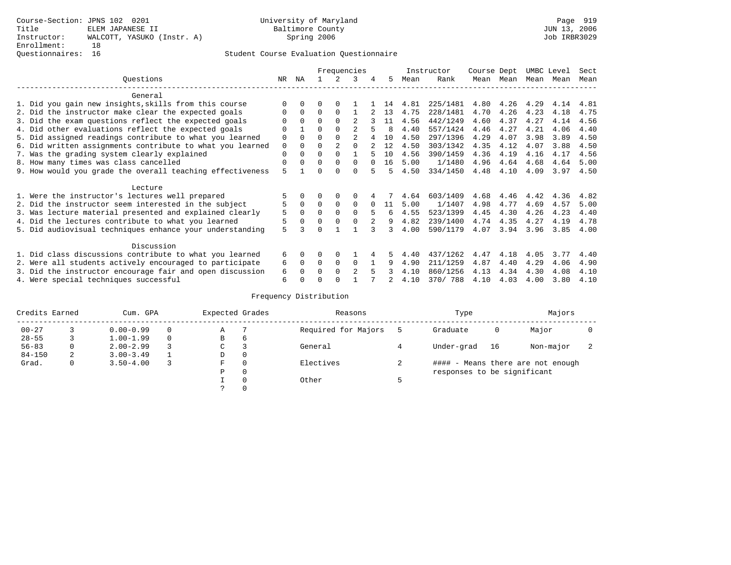Course-Section: JPNS 102 0201
Title: ELEM JAPANESE II
Instructor: WALCOTT, YASUKO (Instr. A)
Enrollment: 18
Questionnaires: 16

University of Maryland
Baltimore County
Spring 2006

JUN 13, 2006
Job IRBR3029

## Student Course Evaluation Questionnaire

| Questions | NR | NA | 1 | 2 | 3 | 4 | 5 | Instructor Mean | Rank | Course Mean | Dept Mean | UMBC Mean | Level Mean | Sect Mean |
|---|---|---|---|---|---|---|---|---|---|---|---|---|---|---|
| **General** | | | | | | | | | | | | | | |
| 1. Did you gain new insights,skills from this course | 0 | 0 | 0 | 0 | 1 | 1 | 14 | 4.81 | 225/1481 | 4.80 | 4.26 | 4.29 | 4.14 | 4.81 |
| 2. Did the instructor make clear the expected goals | 0 | 0 | 0 | 0 | 1 | 2 | 13 | 4.75 | 228/1481 | 4.70 | 4.26 | 4.23 | 4.18 | 4.75 |
| 3. Did the exam questions reflect the expected goals | 0 | 0 | 0 | 0 | 2 | 3 | 11 | 4.56 | 442/1249 | 4.60 | 4.37 | 4.27 | 4.14 | 4.56 |
| 4. Did other evaluations reflect the expected goals | 0 | 1 | 0 | 0 | 2 | 5 | 8 | 4.40 | 557/1424 | 4.46 | 4.27 | 4.21 | 4.06 | 4.40 |
| 5. Did assigned readings contribute to what you learned | 0 | 0 | 0 | 0 | 2 | 4 | 10 | 4.50 | 297/1396 | 4.29 | 4.07 | 3.98 | 3.89 | 4.50 |
| 6. Did written assignments contribute to what you learned | 0 | 0 | 0 | 2 | 0 | 2 | 12 | 4.50 | 303/1342 | 4.35 | 4.12 | 4.07 | 3.88 | 4.50 |
| 7. Was the grading system clearly explained | 0 | 0 | 0 | 0 | 1 | 5 | 10 | 4.56 | 390/1459 | 4.36 | 4.19 | 4.16 | 4.17 | 4.56 |
| 8. How many times was class cancelled | 0 | 0 | 0 | 0 | 0 | 0 | 16 | 5.00 | 1/1480 | 4.96 | 4.64 | 4.68 | 4.64 | 5.00 |
| 9. How would you grade the overall teaching effectiveness | 5 | 1 | 0 | 0 | 0 | 5 | 5 | 4.50 | 334/1450 | 4.48 | 4.10 | 4.09 | 3.97 | 4.50 |
| **Lecture** | | | | | | | | | | | | | | |
| 1. Were the instructor's lectures well prepared | 5 | 0 | 0 | 0 | 0 | 4 | 7 | 4.64 | 603/1409 | 4.68 | 4.46 | 4.42 | 4.36 | 4.82 |
| 2. Did the instructor seem interested in the subject | 5 | 0 | 0 | 0 | 0 | 0 | 11 | 5.00 | 1/1407 | 4.98 | 4.77 | 4.69 | 4.57 | 5.00 |
| 3. Was lecture material presented and explained clearly | 5 | 0 | 0 | 0 | 0 | 5 | 6 | 4.55 | 523/1399 | 4.45 | 4.30 | 4.26 | 4.23 | 4.40 |
| 4. Did the lectures contribute to what you learned | 5 | 0 | 0 | 0 | 0 | 2 | 9 | 4.82 | 239/1400 | 4.74 | 4.35 | 4.27 | 4.19 | 4.78 |
| 5. Did audiovisual techniques enhance your understanding | 5 | 3 | 0 | 1 | 1 | 3 | 3 | 4.00 | 590/1179 | 4.07 | 3.94 | 3.96 | 3.85 | 4.00 |
| **Discussion** | | | | | | | | | | | | | | |
| 1. Did class discussions contribute to what you learned | 6 | 0 | 0 | 0 | 1 | 4 | 5 | 4.40 | 437/1262 | 4.47 | 4.18 | 4.05 | 3.77 | 4.40 |
| 2. Were all students actively encouraged to participate | 6 | 0 | 0 | 0 | 0 | 1 | 9 | 4.90 | 211/1259 | 4.87 | 4.40 | 4.29 | 4.06 | 4.90 |
| 3. Did the instructor encourage fair and open discussion | 6 | 0 | 0 | 0 | 2 | 5 | 3 | 4.10 | 860/1256 | 4.13 | 4.34 | 4.30 | 4.08 | 4.10 |
| 4. Were special techniques successful | 6 | 0 | 0 | 0 | 1 | 7 | 2 | 4.10 | 370/ 788 | 4.10 | 4.03 | 4.00 | 3.80 | 4.10 |

### Frequency Distribution

| Credits Earned | | Cum. GPA | | Expected Grades | | Reasons | | Type | | Majors | |
|---|---|---|---|---|---|---|---|---|---|---|---|
| 00-27 | 3 | 0.00-0.99 | 0 | A | 7 | Required for Majors | 5 | Graduate | 0 | Major | 0 |
| 28-55 | 3 | 1.00-1.99 | 0 | B | 6 | | | | | | |
| 56-83 | 0 | 2.00-2.99 | 3 | C | 3 | General | 4 | Under-grad | 16 | Non-major | 2 |
| 84-150 | 2 | 3.00-3.49 | 1 | D | 0 | | | | | | |
| Grad. | 0 | 3.50-4.00 | 3 | F | 0 | Electives | 2 | #### - Means there are not enough responses to be significant | | | |
| | | | | P | 0 | | | | | | |
| | | | | I | 0 | Other | 5 | | | | |
| | | | | ? | 0 | | | | | | |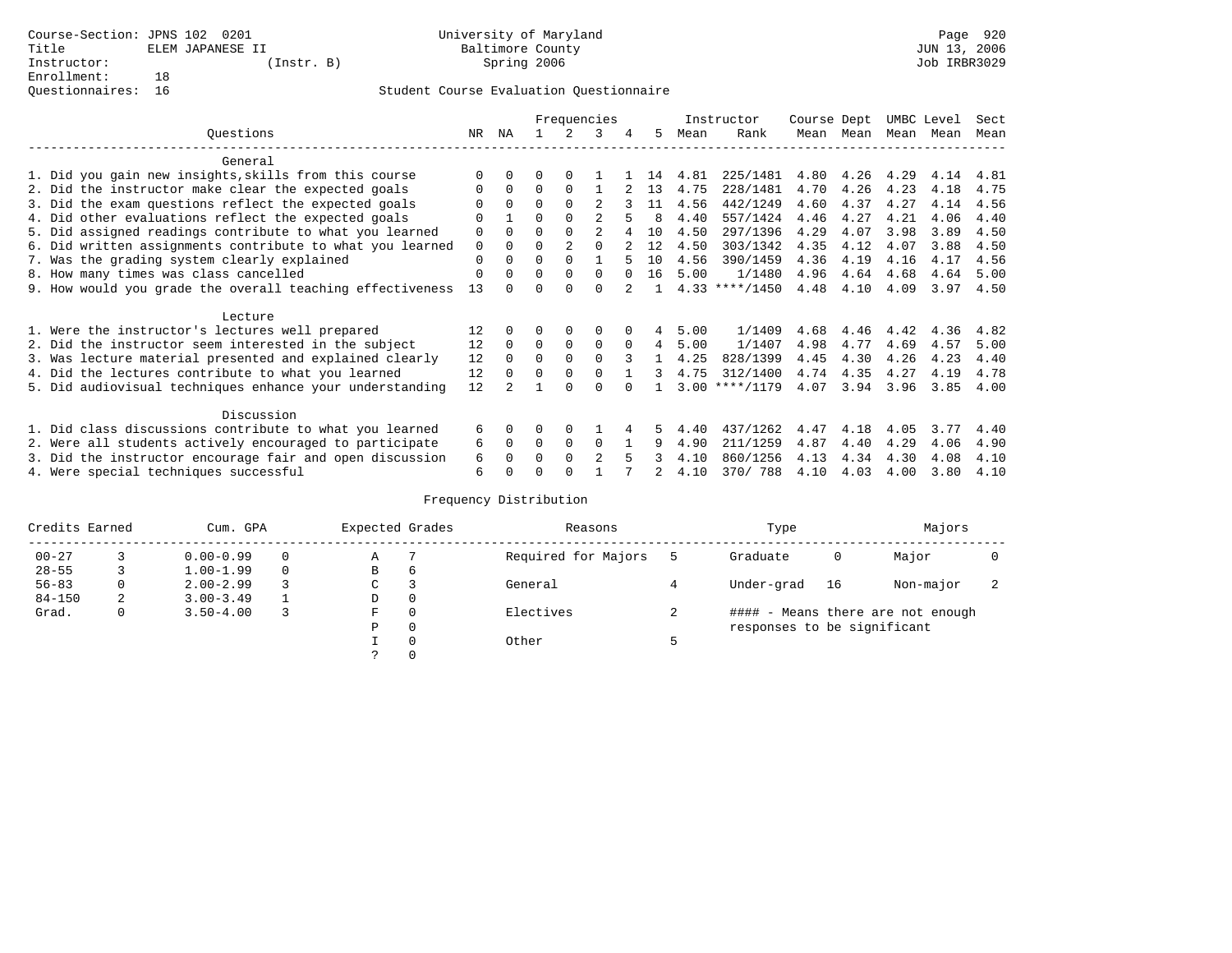Course-Section: JPNS 102 0201
Title: ELEM JAPANESE II
Instructor: (Instr. B)
Enrollment: 18
Questionnaires: 16

University of Maryland
Baltimore County
Spring 2006

Page 920
JUN 13, 2006
Job IRBR3029

## Student Course Evaluation Questionnaire

| Questions | NR | NA | 1 | 2 | 3 | 4 | 5 | Instructor Mean | Instructor Rank | Course Mean | Dept Mean | UMBC Mean | Level Mean | Sect Mean |
|---|---|---|---|---|---|---|---|---|---|---|---|---|---|---|
| **General** | | | | | | | | | | | | | | |
| 1. Did you gain new insights,skills from this course | 0 | 0 | 0 | 0 | 1 | 1 | 14 | 4.81 | 225/1481 | 4.80 | 4.26 | 4.29 | 4.14 | 4.81 |
| 2. Did the instructor make clear the expected goals | 0 | 0 | 0 | 0 | 1 | 2 | 13 | 4.75 | 228/1481 | 4.70 | 4.26 | 4.23 | 4.18 | 4.75 |
| 3. Did the exam questions reflect the expected goals | 0 | 0 | 0 | 0 | 2 | 3 | 11 | 4.56 | 442/1249 | 4.60 | 4.37 | 4.27 | 4.14 | 4.56 |
| 4. Did other evaluations reflect the expected goals | 0 | 1 | 0 | 0 | 2 | 5 | 8 | 4.40 | 557/1424 | 4.46 | 4.27 | 4.21 | 4.06 | 4.40 |
| 5. Did assigned readings contribute to what you learned | 0 | 0 | 0 | 0 | 2 | 4 | 10 | 4.50 | 297/1396 | 4.29 | 4.07 | 3.98 | 3.89 | 4.50 |
| 6. Did written assignments contribute to what you learned | 0 | 0 | 0 | 2 | 0 | 2 | 12 | 4.50 | 303/1342 | 4.35 | 4.12 | 4.07 | 3.88 | 4.50 |
| 7. Was the grading system clearly explained | 0 | 0 | 0 | 0 | 1 | 5 | 10 | 4.56 | 390/1459 | 4.36 | 4.19 | 4.16 | 4.17 | 4.56 |
| 8. How many times was class cancelled | 0 | 0 | 0 | 0 | 0 | 0 | 16 | 5.00 | 1/1480 | 4.96 | 4.64 | 4.68 | 4.64 | 5.00 |
| 9. How would you grade the overall teaching effectiveness | 13 | 0 | 0 | 0 | 0 | 2 | 1 | 4.33 | ****/1450 | 4.48 | 4.10 | 4.09 | 3.97 | 4.50 |
| **Lecture** | | | | | | | | | | | | | | |
| 1. Were the instructor's lectures well prepared | 12 | 0 | 0 | 0 | 0 | 0 | 4 | 5.00 | 1/1409 | 4.68 | 4.46 | 4.42 | 4.36 | 4.82 |
| 2. Did the instructor seem interested in the subject | 12 | 0 | 0 | 0 | 0 | 0 | 4 | 5.00 | 1/1407 | 4.98 | 4.77 | 4.69 | 4.57 | 5.00 |
| 3. Was lecture material presented and explained clearly | 12 | 0 | 0 | 0 | 0 | 3 | 1 | 4.25 | 828/1399 | 4.45 | 4.30 | 4.26 | 4.23 | 4.40 |
| 4. Did the lectures contribute to what you learned | 12 | 0 | 0 | 0 | 0 | 1 | 3 | 4.75 | 312/1400 | 4.74 | 4.35 | 4.27 | 4.19 | 4.78 |
| 5. Did audiovisual techniques enhance your understanding | 12 | 2 | 1 | 0 | 0 | 0 | 1 | 3.00 | ****/1179 | 4.07 | 3.94 | 3.96 | 3.85 | 4.00 |
| **Discussion** | | | | | | | | | | | | | | |
| 1. Did class discussions contribute to what you learned | 6 | 0 | 0 | 0 | 1 | 4 | 5 | 4.40 | 437/1262 | 4.47 | 4.18 | 4.05 | 3.77 | 4.40 |
| 2. Were all students actively encouraged to participate | 6 | 0 | 0 | 0 | 0 | 1 | 9 | 4.90 | 211/1259 | 4.87 | 4.40 | 4.29 | 4.06 | 4.90 |
| 3. Did the instructor encourage fair and open discussion | 6 | 0 | 0 | 0 | 2 | 5 | 3 | 4.10 | 860/1256 | 4.13 | 4.34 | 4.30 | 4.08 | 4.10 |
| 4. Were special techniques successful | 6 | 0 | 0 | 0 | 1 | 7 | 2 | 4.10 | 370/ 788 | 4.10 | 4.03 | 4.00 | 3.80 | 4.10 |

## Frequency Distribution

| Credits Earned | | Cum. GPA | | Expected Grades | | Reasons | | Type | | Majors | |
|---|---|---|---|---|---|---|---|---|---|---|---|
| 00-27 | 3 | 0.00-0.99 | 0 | A | 7 | Required for Majors | 5 | Graduate | 0 | Major | 0 |
| 28-55 | 3 | 1.00-1.99 | 0 | B | 6 | | | | | | |
| 56-83 | 0 | 2.00-2.99 | 3 | C | 3 | General | 4 | Under-grad | 16 | Non-major | 2 |
| 84-150 | 2 | 3.00-3.49 | 1 | D | 0 | | | | | | |
| Grad. | 0 | 3.50-4.00 | 3 | F | 0 | Electives | 2 | #### - Means there are not enough responses to be significant | | | |
| | | | | P | 0 | | | | | | |
| | | | | I | 0 | Other | 5 | | | | |
| | | | | ? | 0 | | | | | | |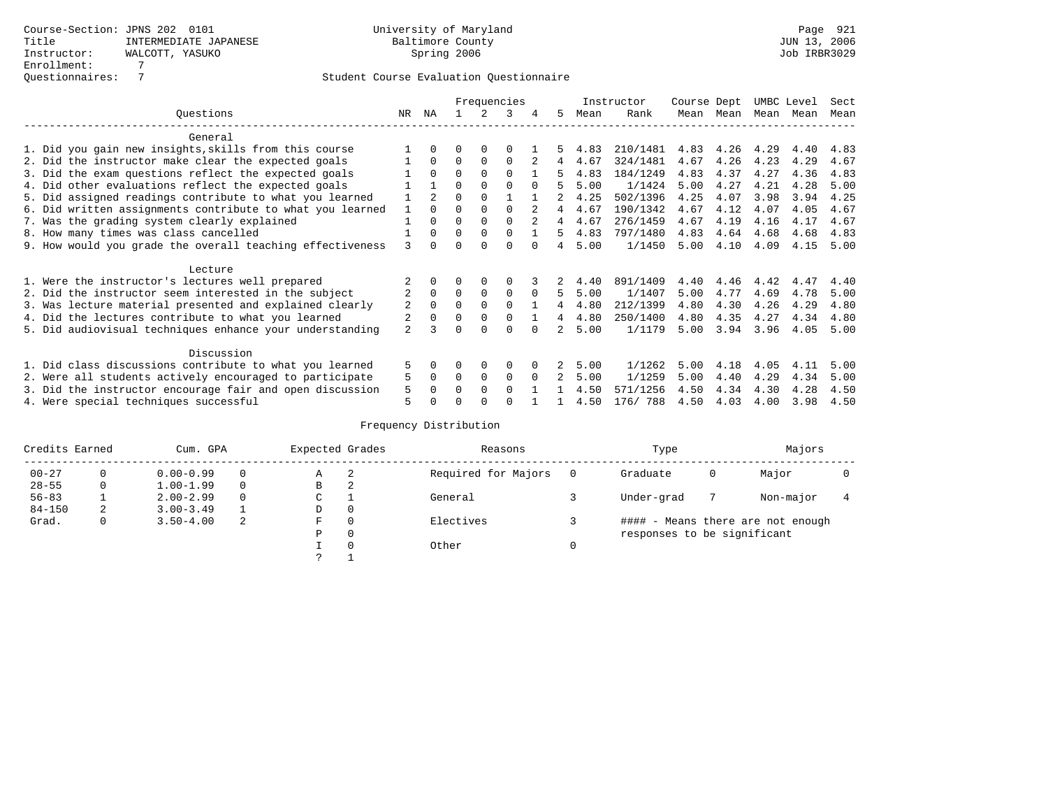Course-Section: JPNS 202 0101
Title: INTERMEDIATE JAPANESE
Instructor: WALCOTT, YASUKO
Enrollment: 7
Questionnaires: 7

University of Maryland
Baltimore County
Spring 2006

Page 921
JUN 13, 2006
Job IRBR3029

Student Course Evaluation Questionnaire

| Questions | NR | NA | 1 | 2 | 3 | 4 | 5 | Instructor Mean | Instructor Rank | Course Mean | Dept Mean | UMBC Mean | Level Mean | Sect Mean |
|---|---|---|---|---|---|---|---|---|---|---|---|---|---|---|
| **General** | | | | | | | | | | | | | | |
| 1. Did you gain new insights,skills from this course | 1 | 0 | 0 | 0 | 0 | 1 | 5 | 4.83 | 210/1481 | 4.83 | 4.26 | 4.29 | 4.40 | 4.83 |
| 2. Did the instructor make clear the expected goals | 1 | 0 | 0 | 0 | 0 | 2 | 4 | 4.67 | 324/1481 | 4.67 | 4.26 | 4.23 | 4.29 | 4.67 |
| 3. Did the exam questions reflect the expected goals | 1 | 0 | 0 | 0 | 0 | 1 | 5 | 4.83 | 184/1249 | 4.83 | 4.37 | 4.27 | 4.36 | 4.83 |
| 4. Did other evaluations reflect the expected goals | 1 | 1 | 0 | 0 | 0 | 0 | 5 | 5.00 | 1/1424 | 5.00 | 4.27 | 4.21 | 4.28 | 5.00 |
| 5. Did assigned readings contribute to what you learned | 1 | 2 | 0 | 0 | 1 | 1 | 2 | 4.25 | 502/1396 | 4.25 | 4.07 | 3.98 | 3.94 | 4.25 |
| 6. Did written assignments contribute to what you learned | 1 | 0 | 0 | 0 | 0 | 2 | 4 | 4.67 | 190/1342 | 4.67 | 4.12 | 4.07 | 4.05 | 4.67 |
| 7. Was the grading system clearly explained | 1 | 0 | 0 | 0 | 0 | 2 | 4 | 4.67 | 276/1459 | 4.67 | 4.19 | 4.16 | 4.17 | 4.67 |
| 8. How many times was class cancelled | 1 | 0 | 0 | 0 | 0 | 1 | 5 | 4.83 | 797/1480 | 4.83 | 4.64 | 4.68 | 4.68 | 4.83 |
| 9. How would you grade the overall teaching effectiveness | 3 | 0 | 0 | 0 | 0 | 0 | 4 | 5.00 | 1/1450 | 5.00 | 4.10 | 4.09 | 4.15 | 5.00 |
| **Lecture** | | | | | | | | | | | | | | |
| 1. Were the instructor's lectures well prepared | 2 | 0 | 0 | 0 | 0 | 3 | 2 | 4.40 | 891/1409 | 4.40 | 4.46 | 4.42 | 4.47 | 4.40 |
| 2. Did the instructor seem interested in the subject | 2 | 0 | 0 | 0 | 0 | 0 | 5 | 5.00 | 1/1407 | 5.00 | 4.77 | 4.69 | 4.78 | 5.00 |
| 3. Was lecture material presented and explained clearly | 2 | 0 | 0 | 0 | 0 | 1 | 4 | 4.80 | 212/1399 | 4.80 | 4.30 | 4.26 | 4.29 | 4.80 |
| 4. Did the lectures contribute to what you learned | 2 | 0 | 0 | 0 | 0 | 1 | 4 | 4.80 | 250/1400 | 4.80 | 4.35 | 4.27 | 4.34 | 4.80 |
| 5. Did audiovisual techniques enhance your understanding | 2 | 3 | 0 | 0 | 0 | 0 | 2 | 5.00 | 1/1179 | 5.00 | 3.94 | 3.96 | 4.05 | 5.00 |
| **Discussion** | | | | | | | | | | | | | | |
| 1. Did class discussions contribute to what you learned | 5 | 0 | 0 | 0 | 0 | 0 | 2 | 5.00 | 1/1262 | 5.00 | 4.18 | 4.05 | 4.11 | 5.00 |
| 2. Were all students actively encouraged to participate | 5 | 0 | 0 | 0 | 0 | 0 | 2 | 5.00 | 1/1259 | 5.00 | 4.40 | 4.29 | 4.34 | 5.00 |
| 3. Did the instructor encourage fair and open discussion | 5 | 0 | 0 | 0 | 0 | 1 | 1 | 4.50 | 571/1256 | 4.50 | 4.34 | 4.30 | 4.28 | 4.50 |
| 4. Were special techniques successful | 5 | 0 | 0 | 0 | 0 | 1 | 1 | 4.50 | 176/ 788 | 4.50 | 4.03 | 4.00 | 3.98 | 4.50 |

Frequency Distribution

| Credits Earned | | Cum. GPA | | Expected Grades | | Reasons | | Type | | Majors | |
|---|---|---|---|---|---|---|---|---|---|---|---|
| 00-27 | 0 | 0.00-0.99 | 0 | A | 2 | Required for Majors | 0 | Graduate | 0 | Major | 0 |
| 28-55 | 0 | 1.00-1.99 | 0 | B | 2 | | | | | | |
| 56-83 | 1 | 2.00-2.99 | 0 | C | 1 | General | 3 | Under-grad | 7 | Non-major | 4 |
| 84-150 | 2 | 3.00-3.49 | 1 | D | 0 | | | | | | |
| Grad. | 0 | 3.50-4.00 | 2 | F | 0 | Electives | 3 | #### - Means there are not enough responses to be significant | | | |
| | | | | P | 0 | | | | | | |
| | | | | I | 0 | Other | 0 | | | | |
| | | | | ? | 1 | | | | | | |